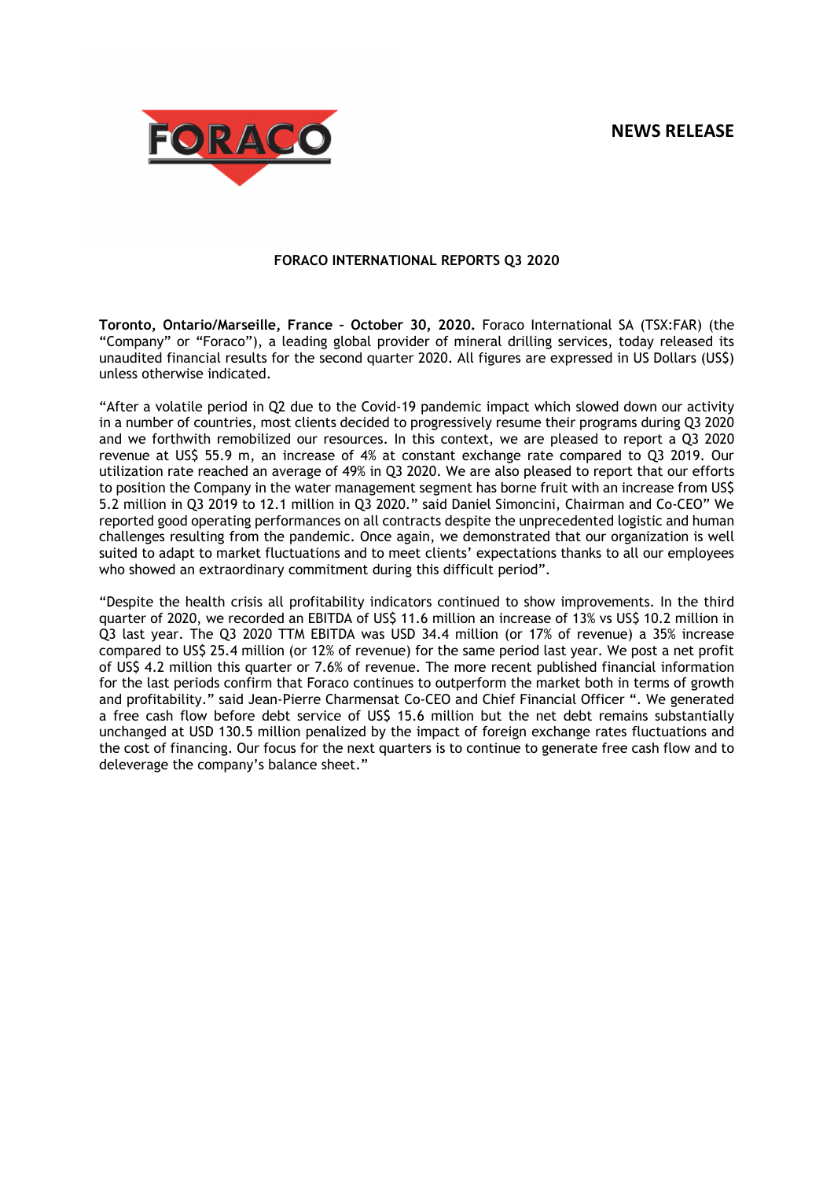**NEWS RELEASE**

**FORACO INTERNATIONAL REPORTS Q3 2020**

**Toronto, Ontario/Marseille, France – October 30, 2020.** Foraco International SA (TSX:FAR) (the "Company" or "Foraco"), a leading global provider of mineral drilling services, today released its unaudited financial results for the second quarter 2020. All figures are expressed in US Dollars (US$) unless otherwise indicated.

"After a volatile period in Q2 due to the Covid-19 pandemic impact which slowed down our activity in a number of countries, most clients decided to progressively resume their programs during Q3 2020 and we forthwith remobilized our resources. In this context, we are pleased to report a Q3 2020 revenue at US$ 55.9 m, an increase of 4% at constant exchange rate compared to Q3 2019. Our utilization rate reached an average of 49% in Q3 2020. We are also pleased to report that our efforts to position the Company in the water management segment has borne fruit with an increase from US$ 5.2 million in Q3 2019 to 12.1 million in Q3 2020." said Daniel Simoncini, Chairman and Co-CEO" We reported good operating performances on all contracts despite the unprecedented logistic and human challenges resulting from the pandemic. Once again, we demonstrated that our organization is well suited to adapt to market fluctuations and to meet clients' expectations thanks to all our employees who showed an extraordinary commitment during this difficult period".

"Despite the health crisis all profitability indicators continued to show improvements. In the third quarter of 2020, we recorded an EBITDA of US$ 11.6 million an increase of 13% vs US$ 10.2 million in Q3 last year. The Q3 2020 TTM EBITDA was USD 34.4 million (or 17% of revenue) a 35% increase compared to US$ 25.4 million (or 12% of revenue) for the same period last year. We post a net profit of US$ 4.2 million this quarter or 7.6% of revenue. The more recent published financial information for the last periods confirm that Foraco continues to outperform the market both in terms of growth and profitability." said Jean-Pierre Charmensat Co-CEO and Chief Financial Officer ". We generated a free cash flow before debt service of US$ 15.6 million but the net debt remains substantially unchanged at USD 130.5 million penalized by the impact of foreign exchange rates fluctuations and the cost of financing. Our focus for the next quarters is to continue to generate free cash flow and to deleverage the company's balance sheet."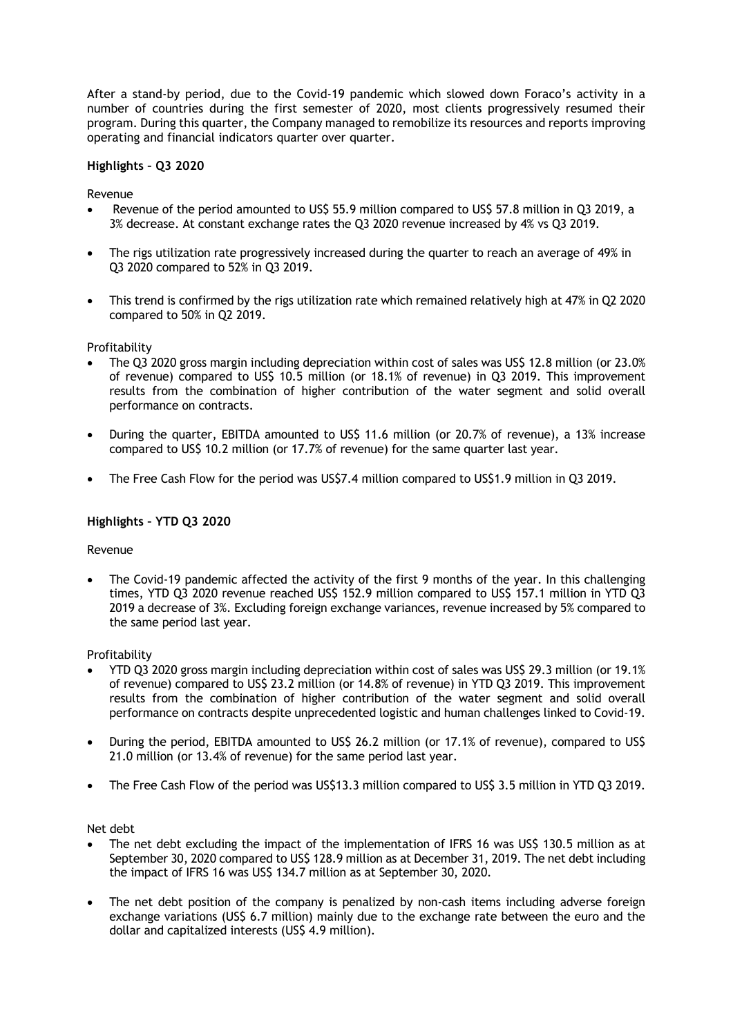After a stand-by period, due to the Covid-19 pandemic which slowed down Foraco's activity in a number of countries during the first semester of 2020, most clients progressively resumed their program. During this quarter, the Company managed to remobilize its resources and reports improving operating and financial indicators quarter over quarter.

**Highlights – Q3 2020**

Revenue

- Revenue of the period amounted to US$ 55.9 million compared to US$ 57.8 million in Q3 2019, a 3% decrease. At constant exchange rates the Q3 2020 revenue increased by 4% vs Q3 2019.
- The rigs utilization rate progressively increased during the quarter to reach an average of 49% in Q3 2020 compared to 52% in Q3 2019.
- This trend is confirmed by the rigs utilization rate which remained relatively high at 47% in Q2 2020 compared to 50% in Q2 2019.

Profitability

- The Q3 2020 gross margin including depreciation within cost of sales was US$ 12.8 million (or 23.0% of revenue) compared to US$ 10.5 million (or 18.1% of revenue) in Q3 2019. This improvement results from the combination of higher contribution of the water segment and solid overall performance on contracts.
- During the quarter, EBITDA amounted to US$ 11.6 million (or 20.7% of revenue), a 13% increase compared to US$ 10.2 million (or 17.7% of revenue) for the same quarter last year.
- The Free Cash Flow for the period was US$7.4 million compared to US$1.9 million in Q3 2019.

**Highlights – YTD Q3 2020**

Revenue

- The Covid-19 pandemic affected the activity of the first 9 months of the year. In this challenging times, YTD Q3 2020 revenue reached US$ 152.9 million compared to US$ 157.1 million in YTD Q3 2019 a decrease of 3%. Excluding foreign exchange variances, revenue increased by 5% compared to the same period last year.

Profitability

- YTD Q3 2020 gross margin including depreciation within cost of sales was US$ 29.3 million (or 19.1% of revenue) compared to US$ 23.2 million (or 14.8% of revenue) in YTD Q3 2019. This improvement results from the combination of higher contribution of the water segment and solid overall performance on contracts despite unprecedented logistic and human challenges linked to Covid-19.
- During the period, EBITDA amounted to US$ 26.2 million (or 17.1% of revenue), compared to US$ 21.0 million (or 13.4% of revenue) for the same period last year.
- The Free Cash Flow of the period was US$13.3 million compared to US$ 3.5 million in YTD Q3 2019.

Net debt

- The net debt excluding the impact of the implementation of IFRS 16 was US$ 130.5 million as at September 30, 2020 compared to US$ 128.9 million as at December 31, 2019. The net debt including the impact of IFRS 16 was US$ 134.7 million as at September 30, 2020.
- The net debt position of the company is penalized by non-cash items including adverse foreign exchange variations (US$ 6.7 million) mainly due to the exchange rate between the euro and the dollar and capitalized interests (US$ 4.9 million).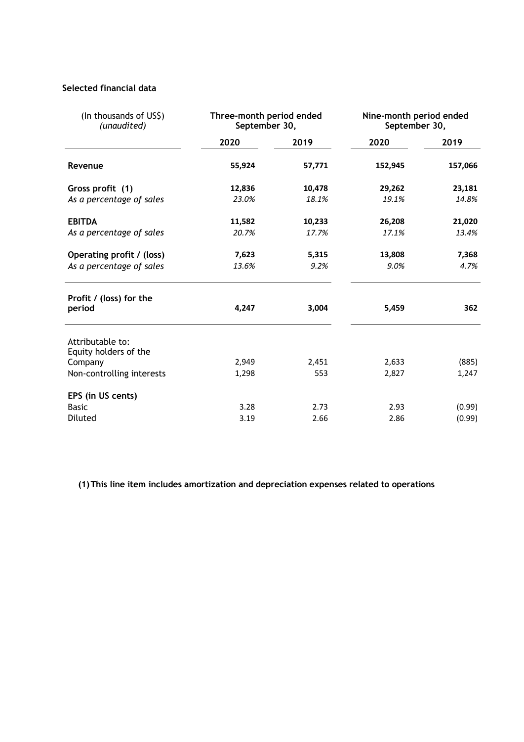**Selected financial data**

| (In thousands of US$) *(unaudited)* | Three-month period ended September 30, | | Nine-month period ended September 30, | |
|---|---|---|---|---|
| | **2020** | **2019** | **2020** | **2019** |
| **Revenue** | **55,924** | **57,771** | **152,945** | **157,066** |
| **Gross profit (1)** | **12,836** | **10,478** | **29,262** | **23,181** |
| *As a percentage of sales* | *23.0%* | *18.1%* | *19.1%* | *14.8%* |
| **EBITDA** | **11,582** | **10,233** | **26,208** | **21,020** |
| *As a percentage of sales* | *20.7%* | *17.7%* | *17.1%* | *13.4%* |
| **Operating profit / (loss)** | **7,623** | **5,315** | **13,808** | **7,368** |
| *As a percentage of sales* | *13.6%* | *9.2%* | *9.0%* | *4.7%* |
| **Profit / (loss) for the period** | **4,247** | **3,004** | **5,459** | **362** |
| Attributable to: | | | | |
| Equity holders of the Company | 2,949 | 2,451 | 2,633 | (885) |
| Non-controlling interests | 1,298 | 553 | 2,827 | 1,247 |
| **EPS (in US cents)** | | | | |
| Basic | 3.28 | 2.73 | 2.93 | (0.99) |
| Diluted | 3.19 | 2.66 | 2.86 | (0.99) |

**(1) This line item includes amortization and depreciation expenses related to operations**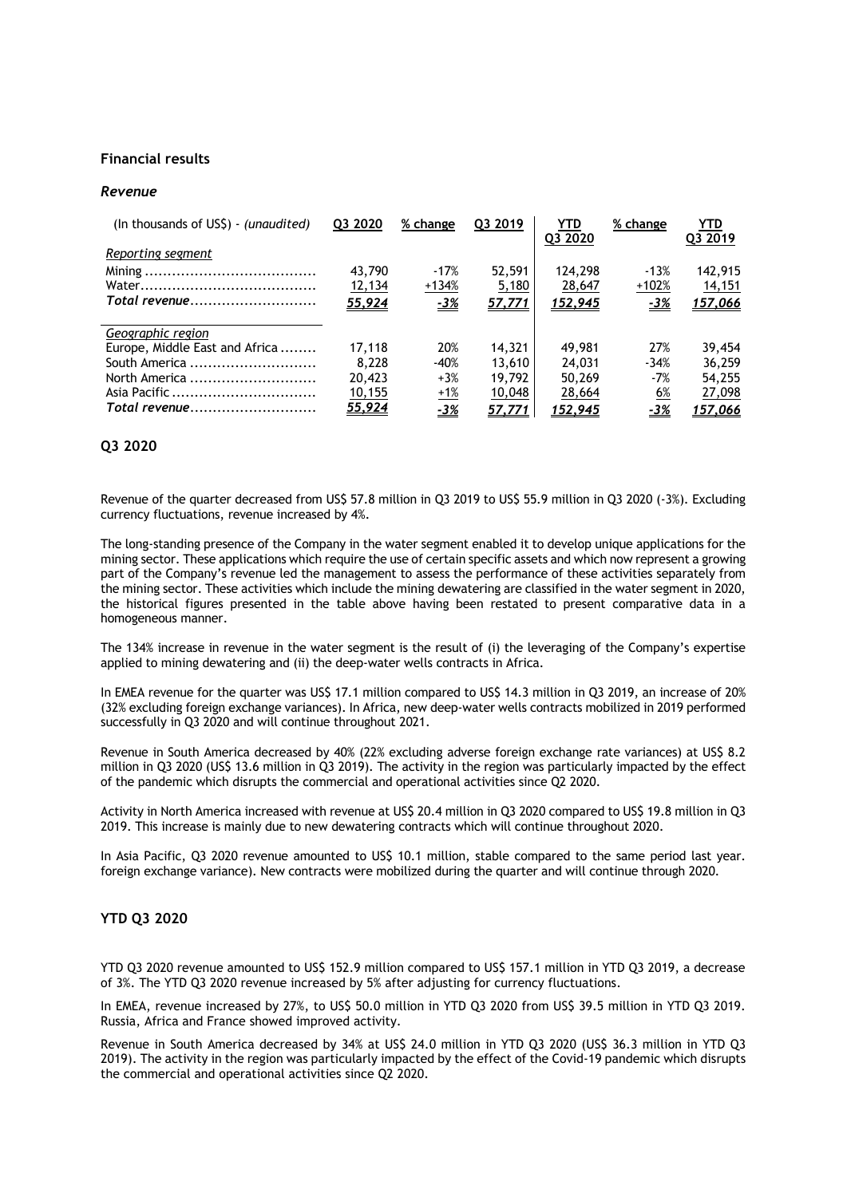## Financial results

### *Revenue*

| (In thousands of US$) - *(unaudited)* | Q3 2020 | % change | Q3 2019 | YTD Q3 2020 | % change | YTD Q3 2019 |
|---|---|---|---|---|---|---|
| *Reporting segment* | | | | | | |
| Mining | 43,790 | -17% | 52,591 | 124,298 | -13% | 142,915 |
| Water | 12,134 | +134% | 5,180 | 28,647 | +102% | 14,151 |
| *Total revenue* | *55,924* | *-3%* | *57,771* | *152,945* | *-3%* | *157,066* |
| *Geographic region* | | | | | | |
| Europe, Middle East and Africa | 17,118 | 20% | 14,321 | 49,981 | 27% | 39,454 |
| South America | 8,228 | -40% | 13,610 | 24,031 | -34% | 36,259 |
| North America | 20,423 | +3% | 19,792 | 50,269 | -7% | 54,255 |
| Asia Pacific | 10,155 | +1% | 10,048 | 28,664 | 6% | 27,098 |
| *Total revenue* | *55,924* | *-3%* | *57,771* | *152,945* | *-3%* | *157,066* |

## Q3 2020

Revenue of the quarter decreased from US$ 57.8 million in Q3 2019 to US$ 55.9 million in Q3 2020 (-3%). Excluding currency fluctuations, revenue increased by 4%.

The long-standing presence of the Company in the water segment enabled it to develop unique applications for the mining sector. These applications which require the use of certain specific assets and which now represent a growing part of the Company's revenue led the management to assess the performance of these activities separately from the mining sector. These activities which include the mining dewatering are classified in the water segment in 2020, the historical figures presented in the table above having been restated to present comparative data in a homogeneous manner.

The 134% increase in revenue in the water segment is the result of (i) the leveraging of the Company's expertise applied to mining dewatering and (ii) the deep-water wells contracts in Africa.

In EMEA revenue for the quarter was US$ 17.1 million compared to US$ 14.3 million in Q3 2019, an increase of 20% (32% excluding foreign exchange variances). In Africa, new deep-water wells contracts mobilized in 2019 performed successfully in Q3 2020 and will continue throughout 2021.

Revenue in South America decreased by 40% (22% excluding adverse foreign exchange rate variances) at US$ 8.2 million in Q3 2020 (US$ 13.6 million in Q3 2019). The activity in the region was particularly impacted by the effect of the pandemic which disrupts the commercial and operational activities since Q2 2020.

Activity in North America increased with revenue at US$ 20.4 million in Q3 2020 compared to US$ 19.8 million in Q3 2019. This increase is mainly due to new dewatering contracts which will continue throughout 2020.

In Asia Pacific, Q3 2020 revenue amounted to US$ 10.1 million, stable compared to the same period last year. foreign exchange variance). New contracts were mobilized during the quarter and will continue through 2020.

## YTD Q3 2020

YTD Q3 2020 revenue amounted to US$ 152.9 million compared to US$ 157.1 million in YTD Q3 2019, a decrease of 3%. The YTD Q3 2020 revenue increased by 5% after adjusting for currency fluctuations.

In EMEA, revenue increased by 27%, to US$ 50.0 million in YTD Q3 2020 from US$ 39.5 million in YTD Q3 2019. Russia, Africa and France showed improved activity.

Revenue in South America decreased by 34% at US$ 24.0 million in YTD Q3 2020 (US$ 36.3 million in YTD Q3 2019). The activity in the region was particularly impacted by the effect of the Covid-19 pandemic which disrupts the commercial and operational activities since Q2 2020.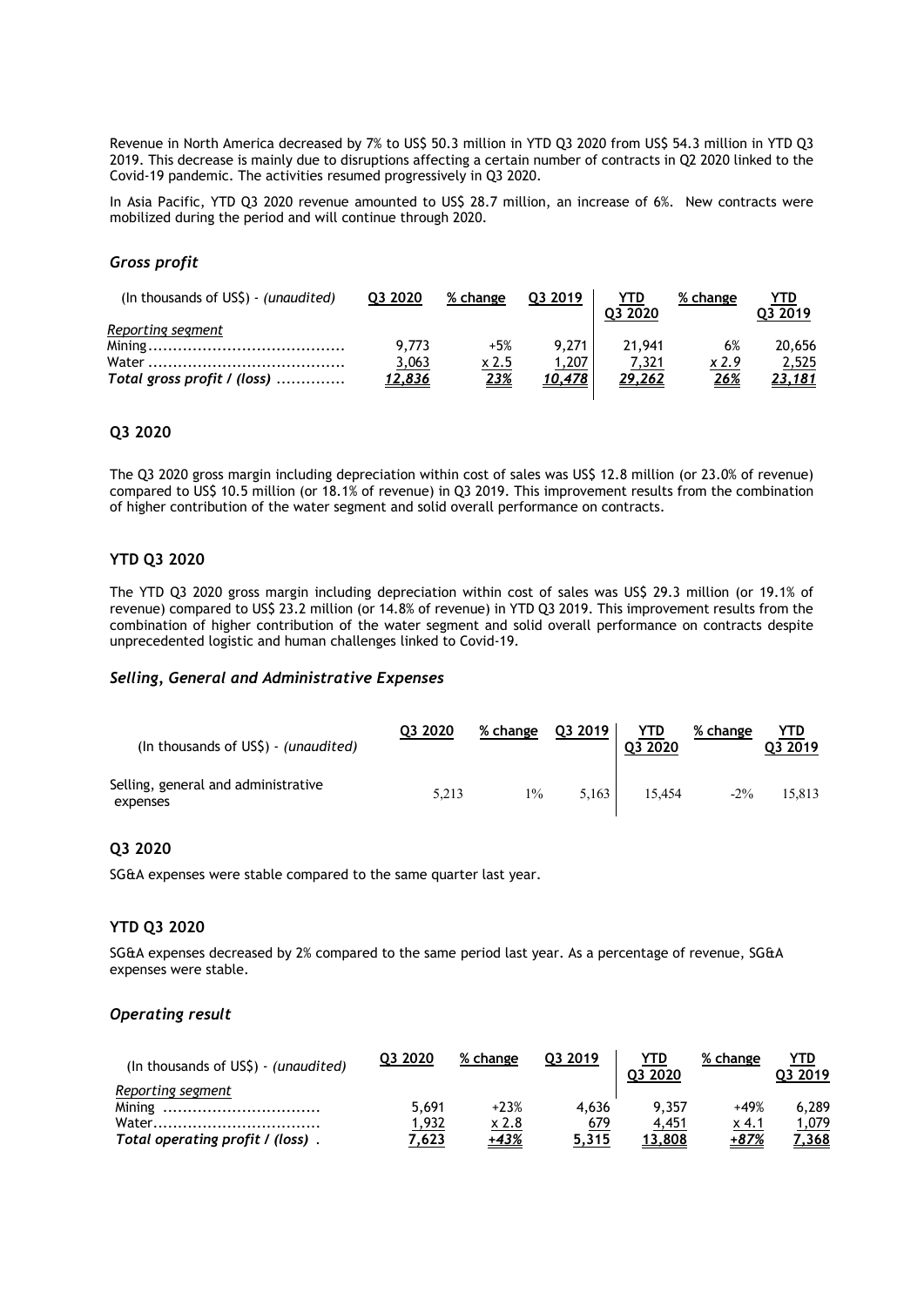Revenue in North America decreased by 7% to US$ 50.3 million in YTD Q3 2020 from US$ 54.3 million in YTD Q3 2019. This decrease is mainly due to disruptions affecting a certain number of contracts in Q2 2020 linked to the Covid-19 pandemic. The activities resumed progressively in Q3 2020.

In Asia Pacific, YTD Q3 2020 revenue amounted to US$ 28.7 million, an increase of 6%. New contracts were mobilized during the period and will continue through 2020.

### *Gross profit*

| (In thousands of US$) - *(unaudited)* | Q3 2020 | % change | Q3 2019 | YTD Q3 2020 | % change | YTD Q3 2019 |
|---|---|---|---|---|---|---|
| *Reporting segment* | | | | | | |
| Mining | 9,773 | +5% | 9,271 | 21,941 | 6% | 20,656 |
| Water | 3,063 | x 2.5 | 1,207 | 7,321 | x 2.9 | 2,525 |
| ***Total gross profit / (loss)*** | ***12,836*** | ***23%*** | ***10,478*** | ***29,262*** | ***26%*** | ***23,181*** |

## Q3 2020

The Q3 2020 gross margin including depreciation within cost of sales was US$ 12.8 million (or 23.0% of revenue) compared to US$ 10.5 million (or 18.1% of revenue) in Q3 2019. This improvement results from the combination of higher contribution of the water segment and solid overall performance on contracts.

## YTD Q3 2020

The YTD Q3 2020 gross margin including depreciation within cost of sales was US$ 29.3 million (or 19.1% of revenue) compared to US$ 23.2 million (or 14.8% of revenue) in YTD Q3 2019. This improvement results from the combination of higher contribution of the water segment and solid overall performance on contracts despite unprecedented logistic and human challenges linked to Covid-19.

### *Selling, General and Administrative Expenses*

| (In thousands of US$) - *(unaudited)* | Q3 2020 | % change | Q3 2019 | YTD Q3 2020 | % change | YTD Q3 2019 |
|---|---|---|---|---|---|---|
| Selling, general and administrative expenses | 5,213 | 1% | 5,163 | 15,454 | -2% | 15,813 |

## Q3 2020

SG&A expenses were stable compared to the same quarter last year.

## YTD Q3 2020

SG&A expenses decreased by 2% compared to the same period last year. As a percentage of revenue, SG&A expenses were stable.

### *Operating result*

| (In thousands of US$) - *(unaudited)* | Q3 2020 | % change | Q3 2019 | YTD Q3 2020 | % change | YTD Q3 2019 |
|---|---|---|---|---|---|---|
| *Reporting segment* | | | | | | |
| Mining | 5,691 | +23% | 4,636 | 9,357 | +49% | 6,289 |
| Water | 1,932 | x 2.8 | 679 | 4,451 | x 4.1 | 1,079 |
| ***Total operating profit / (loss)*** | ***7,623*** | ***+43%*** | ***5,315*** | ***13,808*** | ***+87%*** | ***7,368*** |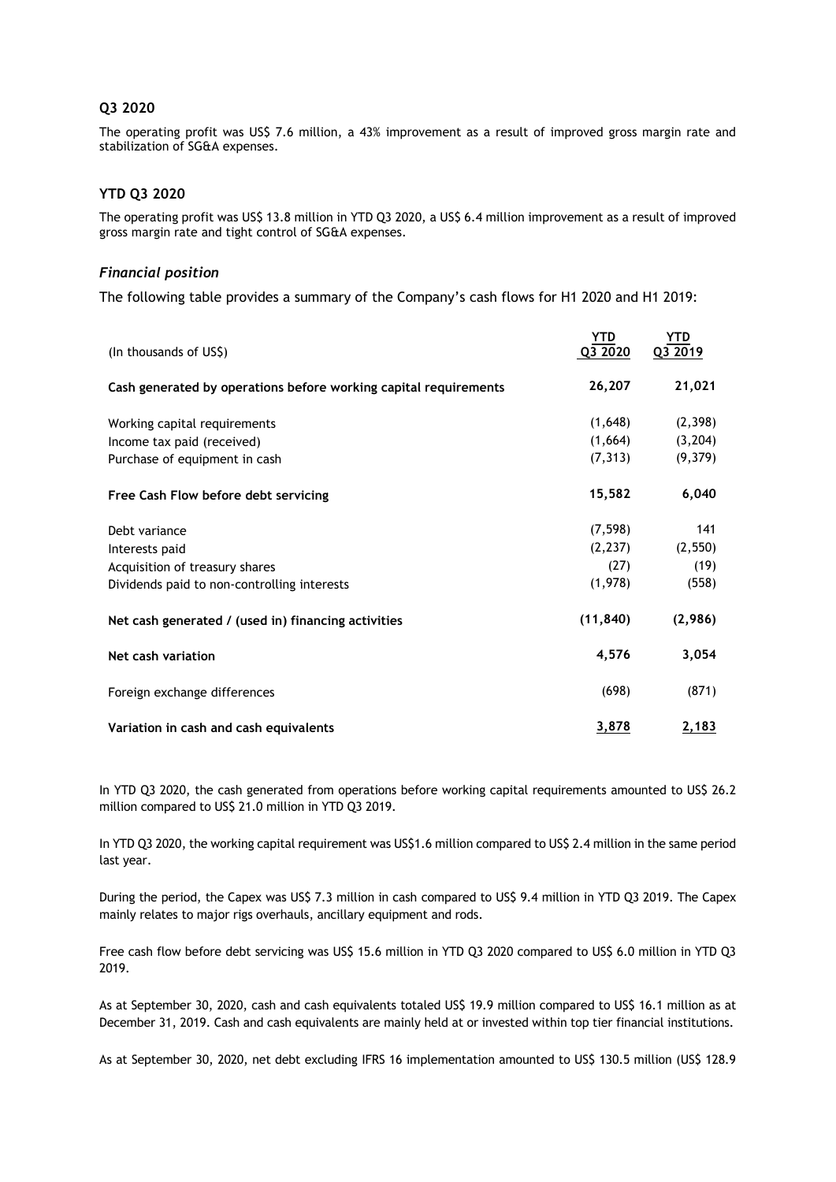### Q3 2020

The operating profit was US$ 7.6 million, a 43% improvement as a result of improved gross margin rate and stabilization of SG&A expenses.

### YTD Q3 2020

The operating profit was US$ 13.8 million in YTD Q3 2020, a US$ 6.4 million improvement as a result of improved gross margin rate and tight control of SG&A expenses.

### *Financial position*

The following table provides a summary of the Company's cash flows for H1 2020 and H1 2019:

| (In thousands of US$) | YTD Q3 2020 | YTD Q3 2019 |
|---|---|---|
| **Cash generated by operations before working capital requirements** | **26,207** | **21,021** |
| Working capital requirements | (1,648) | (2,398) |
| Income tax paid (received) | (1,664) | (3,204) |
| Purchase of equipment in cash | (7,313) | (9,379) |
| **Free Cash Flow before debt servicing** | **15,582** | **6,040** |
| Debt variance | (7,598) | 141 |
| Interests paid | (2,237) | (2,550) |
| Acquisition of treasury shares | (27) | (19) |
| Dividends paid to non-controlling interests | (1,978) | (558) |
| **Net cash generated / (used in) financing activities** | **(11,840)** | **(2,986)** |
| **Net cash variation** | **4,576** | **3,054** |
| Foreign exchange differences | (698) | (871) |
| **Variation in cash and cash equivalents** | **3,878** | **2,183** |

In YTD Q3 2020, the cash generated from operations before working capital requirements amounted to US$ 26.2 million compared to US$ 21.0 million in YTD Q3 2019.

In YTD Q3 2020, the working capital requirement was US$1.6 million compared to US$ 2.4 million in the same period last year.

During the period, the Capex was US$ 7.3 million in cash compared to US$ 9.4 million in YTD Q3 2019. The Capex mainly relates to major rigs overhauls, ancillary equipment and rods.

Free cash flow before debt servicing was US$ 15.6 million in YTD Q3 2020 compared to US$ 6.0 million in YTD Q3 2019.

As at September 30, 2020, cash and cash equivalents totaled US$ 19.9 million compared to US$ 16.1 million as at December 31, 2019. Cash and cash equivalents are mainly held at or invested within top tier financial institutions.

As at September 30, 2020, net debt excluding IFRS 16 implementation amounted to US$ 130.5 million (US$ 128.9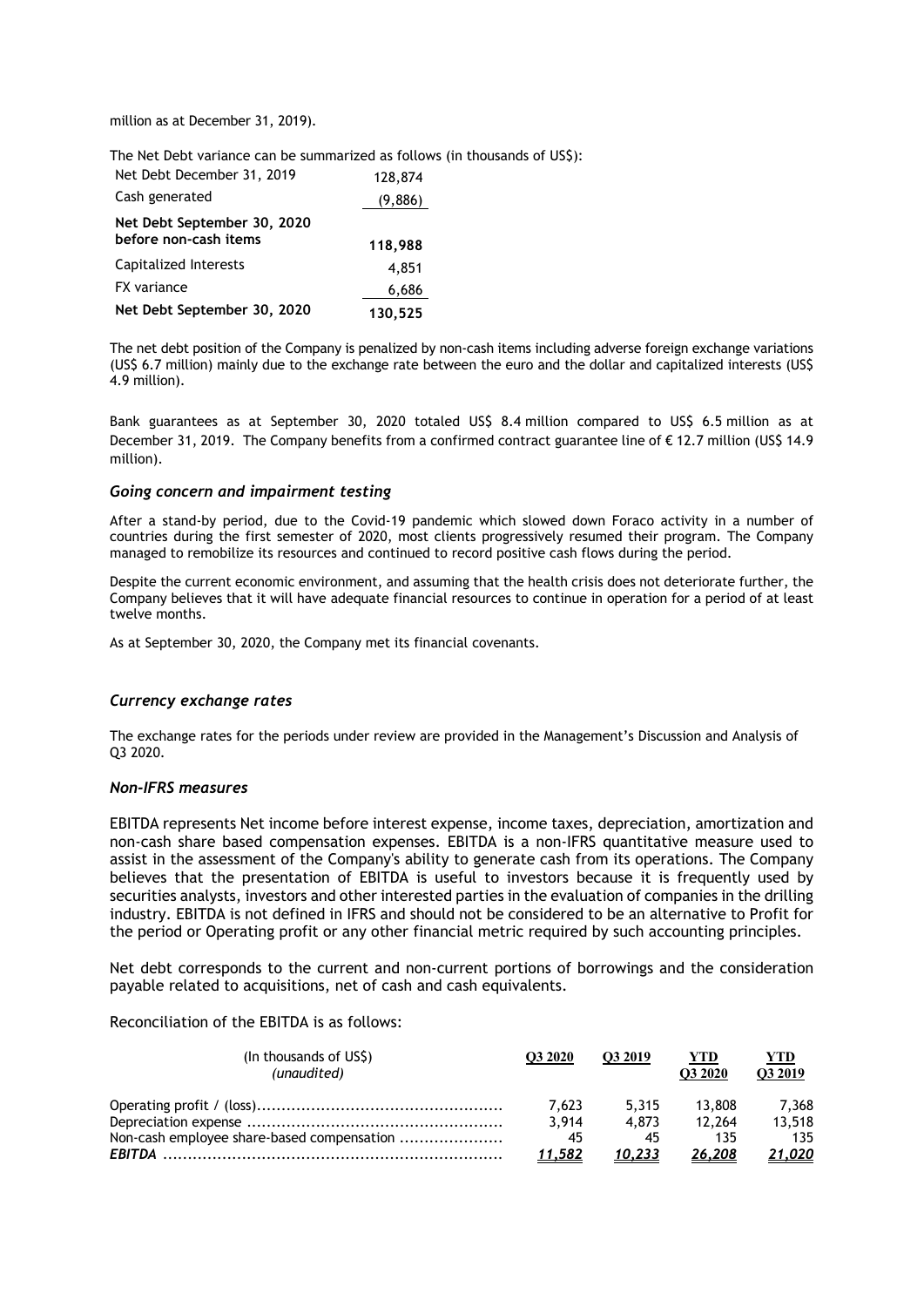million as at December 31, 2019).

The Net Debt variance can be summarized as follows (in thousands of US$):

| | |
|---|---|
| Net Debt December 31, 2019 | 128,874 |
| Cash generated | (9,886) |
| **Net Debt September 30, 2020 before non-cash items** | **118,988** |
| Capitalized Interests | 4,851 |
| FX variance | 6,686 |
| **Net Debt September 30, 2020** | **130,525** |

The net debt position of the Company is penalized by non-cash items including adverse foreign exchange variations (US$ 6.7 million) mainly due to the exchange rate between the euro and the dollar and capitalized interests (US$ 4.9 million).

Bank guarantees as at September 30, 2020 totaled US$ 8.4 million compared to US$ 6.5 million as at December 31, 2019. The Company benefits from a confirmed contract guarantee line of € 12.7 million (US$ 14.9 million).

### *Going concern and impairment testing*

After a stand-by period, due to the Covid-19 pandemic which slowed down Foraco activity in a number of countries during the first semester of 2020, most clients progressively resumed their program. The Company managed to remobilize its resources and continued to record positive cash flows during the period.

Despite the current economic environment, and assuming that the health crisis does not deteriorate further, the Company believes that it will have adequate financial resources to continue in operation for a period of at least twelve months.

As at September 30, 2020, the Company met its financial covenants.

### *Currency exchange rates*

The exchange rates for the periods under review are provided in the Management's Discussion and Analysis of Q3 2020.

### *Non-IFRS measures*

EBITDA represents Net income before interest expense, income taxes, depreciation, amortization and non-cash share based compensation expenses. EBITDA is a non-IFRS quantitative measure used to assist in the assessment of the Company's ability to generate cash from its operations. The Company believes that the presentation of EBITDA is useful to investors because it is frequently used by securities analysts, investors and other interested parties in the evaluation of companies in the drilling industry. EBITDA is not defined in IFRS and should not be considered to be an alternative to Profit for the period or Operating profit or any other financial metric required by such accounting principles.

Net debt corresponds to the current and non-current portions of borrowings and the consideration payable related to acquisitions, net of cash and cash equivalents.

Reconciliation of the EBITDA is as follows:

| (In thousands of US$) *(unaudited)* | Q3 2020 | Q3 2019 | YTD Q3 2020 | YTD Q3 2019 |
|---|---|---|---|---|
| Operating profit / (loss) | 7,623 | 5,315 | 13,808 | 7,368 |
| Depreciation expense | 3,914 | 4,873 | 12,264 | 13,518 |
| Non-cash employee share-based compensation | 45 | 45 | 135 | 135 |
| ***EBITDA*** | ***11,582*** | ***10,233*** | ***26,208*** | ***21,020*** |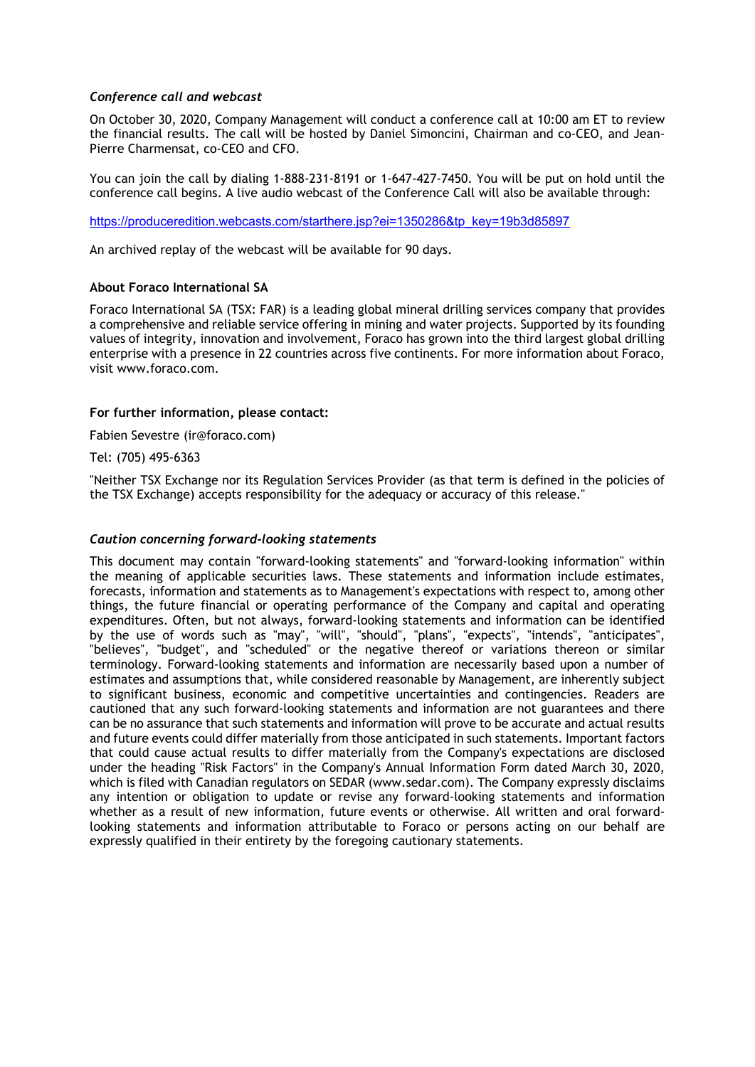*Conference call and webcast*

On October 30, 2020, Company Management will conduct a conference call at 10:00 am ET to review the financial results. The call will be hosted by Daniel Simoncini, Chairman and co-CEO, and Jean-Pierre Charmensat, co-CEO and CFO.

You can join the call by dialing 1-888-231-8191 or 1-647-427-7450. You will be put on hold until the conference call begins. A live audio webcast of the Conference Call will also be available through:

https://produceredition.webcasts.com/starthere.jsp?ei=1350286&tp_key=19b3d85897

An archived replay of the webcast will be available for 90 days.

**About Foraco International SA**

Foraco International SA (TSX: FAR) is a leading global mineral drilling services company that provides a comprehensive and reliable service offering in mining and water projects. Supported by its founding values of integrity, innovation and involvement, Foraco has grown into the third largest global drilling enterprise with a presence in 22 countries across five continents. For more information about Foraco, visit www.foraco.com.

**For further information, please contact:**

Fabien Sevestre (ir@foraco.com)

Tel: (705) 495-6363

"Neither TSX Exchange nor its Regulation Services Provider (as that term is defined in the policies of the TSX Exchange) accepts responsibility for the adequacy or accuracy of this release."

*Caution concerning forward-looking statements*

This document may contain "forward-looking statements" and "forward-looking information" within the meaning of applicable securities laws. These statements and information include estimates, forecasts, information and statements as to Management's expectations with respect to, among other things, the future financial or operating performance of the Company and capital and operating expenditures. Often, but not always, forward-looking statements and information can be identified by the use of words such as "may", "will", "should", "plans", "expects", "intends", "anticipates", "believes", "budget", and "scheduled" or the negative thereof or variations thereon or similar terminology. Forward-looking statements and information are necessarily based upon a number of estimates and assumptions that, while considered reasonable by Management, are inherently subject to significant business, economic and competitive uncertainties and contingencies. Readers are cautioned that any such forward-looking statements and information are not guarantees and there can be no assurance that such statements and information will prove to be accurate and actual results and future events could differ materially from those anticipated in such statements. Important factors that could cause actual results to differ materially from the Company's expectations are disclosed under the heading "Risk Factors" in the Company's Annual Information Form dated March 30, 2020, which is filed with Canadian regulators on SEDAR (www.sedar.com). The Company expressly disclaims any intention or obligation to update or revise any forward-looking statements and information whether as a result of new information, future events or otherwise. All written and oral forward-looking statements and information attributable to Foraco or persons acting on our behalf are expressly qualified in their entirety by the foregoing cautionary statements.